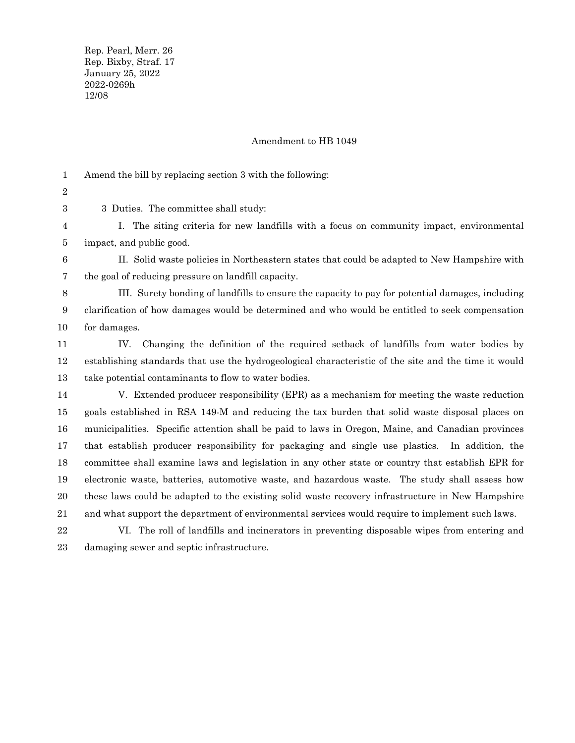Rep. Pearl, Merr. 26
Rep. Bixby, Straf. 17
January 25, 2022
2022-0269h
12/08

Amendment to HB 1049

Amend the bill by replacing section 3 with the following:

3 Duties. The committee shall study:

I. The siting criteria for new landfills with a focus on community impact, environmental impact, and public good.

II. Solid waste policies in Northeastern states that could be adapted to New Hampshire with the goal of reducing pressure on landfill capacity.

III. Surety bonding of landfills to ensure the capacity to pay for potential damages, including clarification of how damages would be determined and who would be entitled to seek compensation for damages.

IV. Changing the definition of the required setback of landfills from water bodies by establishing standards that use the hydrogeological characteristic of the site and the time it would take potential contaminants to flow to water bodies.

V. Extended producer responsibility (EPR) as a mechanism for meeting the waste reduction goals established in RSA 149-M and reducing the tax burden that solid waste disposal places on municipalities. Specific attention shall be paid to laws in Oregon, Maine, and Canadian provinces that establish producer responsibility for packaging and single use plastics. In addition, the committee shall examine laws and legislation in any other state or country that establish EPR for electronic waste, batteries, automotive waste, and hazardous waste. The study shall assess how these laws could be adapted to the existing solid waste recovery infrastructure in New Hampshire and what support the department of environmental services would require to implement such laws.

VI. The roll of landfills and incinerators in preventing disposable wipes from entering and damaging sewer and septic infrastructure.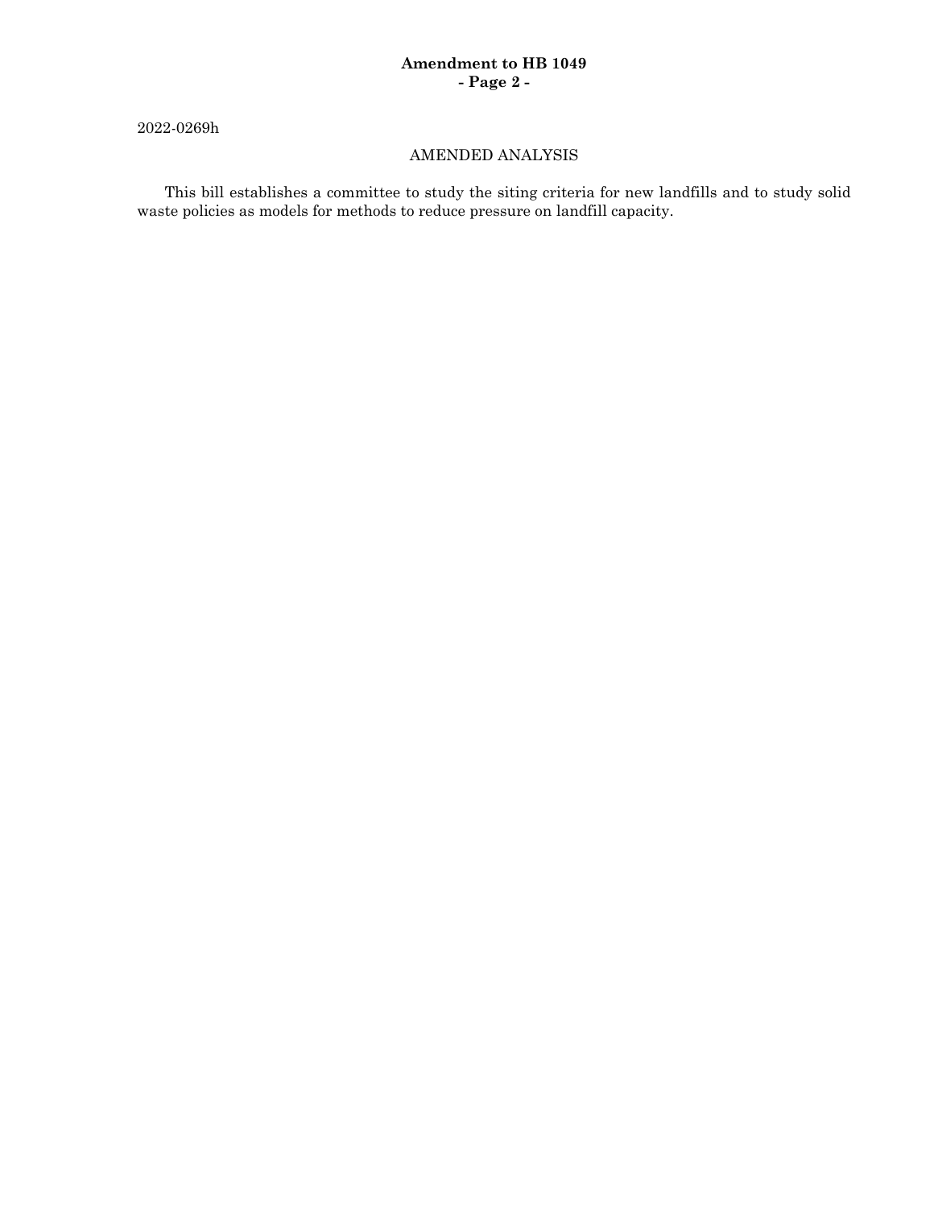2022-0269h

## AMENDED ANALYSIS

This bill establishes a committee to study the siting criteria for new landfills and to study solid waste policies as models for methods to reduce pressure on landfill capacity.